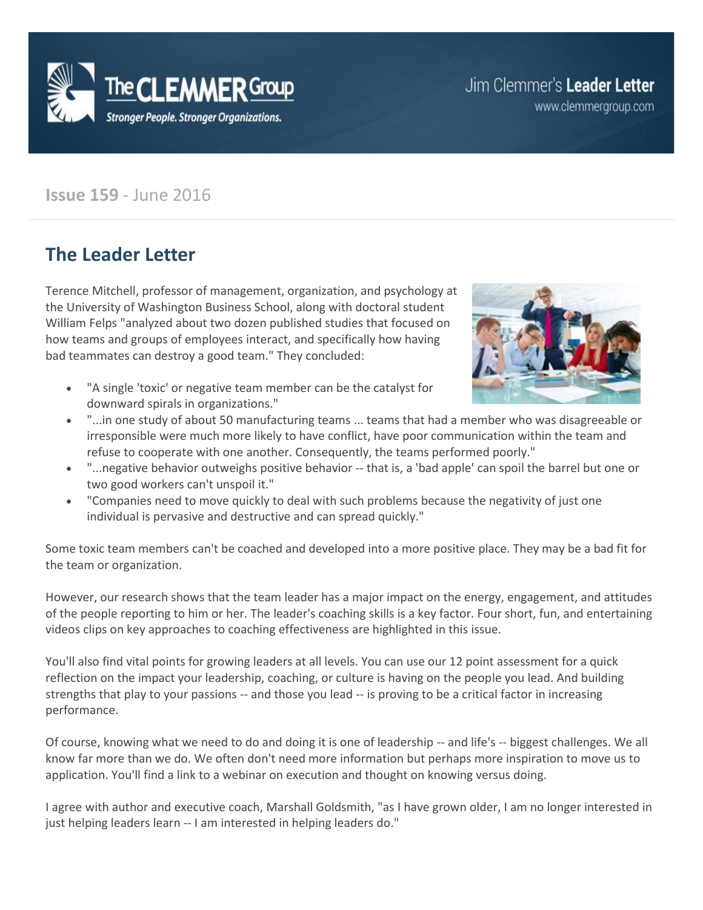# The CLEMMER Group

*Stronger People. Stronger Organizations.*

Jim Clemmer's **Leader Letter**
www.clemmergroup.com

**Issue 159** - June 2016

## The Leader Letter

Terence Mitchell, professor of management, organization, and psychology at the University of Washington Business School, along with doctoral student William Felps "analyzed about two dozen published studies that focused on how teams and groups of employees interact, and specifically how having bad teammates can destroy a good team." They concluded:

- "A single 'toxic' or negative team member can be the catalyst for downward spirals in organizations."
- "...in one study of about 50 manufacturing teams ... teams that had a member who was disagreeable or irresponsible were much more likely to have conflict, have poor communication within the team and refuse to cooperate with one another. Consequently, the teams performed poorly."
- "...negative behavior outweighs positive behavior -- that is, a 'bad apple' can spoil the barrel but one or two good workers can't unspoil it."
- "Companies need to move quickly to deal with such problems because the negativity of just one individual is pervasive and destructive and can spread quickly."

Some toxic team members can't be coached and developed into a more positive place. They may be a bad fit for the team or organization.

However, our research shows that the team leader has a major impact on the energy, engagement, and attitudes of the people reporting to him or her. The leader's coaching skills is a key factor. Four short, fun, and entertaining videos clips on key approaches to coaching effectiveness are highlighted in this issue.

You'll also find vital points for growing leaders at all levels. You can use our 12 point assessment for a quick reflection on the impact your leadership, coaching, or culture is having on the people you lead. And building strengths that play to your passions -- and those you lead -- is proving to be a critical factor in increasing performance.

Of course, knowing what we need to do and doing it is one of leadership -- and life's -- biggest challenges. We all know far more than we do. We often don't need more information but perhaps more inspiration to move us to application. You'll find a link to a webinar on execution and thought on knowing versus doing.

I agree with author and executive coach, Marshall Goldsmith, "as I have grown older, I am no longer interested in just helping leaders learn -- I am interested in helping leaders do."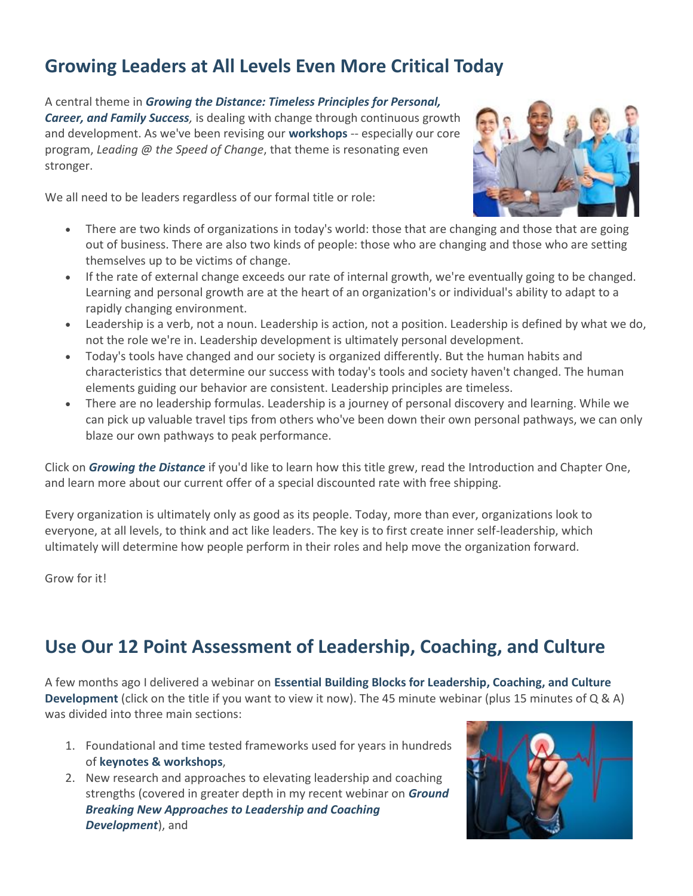## Growing Leaders at All Levels Even More Critical Today

A central theme in ***Growing the Distance: Timeless Principles for Personal, Career, and Family Success**,* is dealing with change through continuous growth and development. As we've been revising our **workshops** -- especially our core program, *Leading @ the Speed of Change*, that theme is resonating even stronger.

We all need to be leaders regardless of our formal title or role:

- There are two kinds of organizations in today's world: those that are changing and those that are going out of business. There are also two kinds of people: those who are changing and those who are setting themselves up to be victims of change.
- If the rate of external change exceeds our rate of internal growth, we're eventually going to be changed. Learning and personal growth are at the heart of an organization's or individual's ability to adapt to a rapidly changing environment.
- Leadership is a verb, not a noun. Leadership is action, not a position. Leadership is defined by what we do, not the role we're in. Leadership development is ultimately personal development.
- Today's tools have changed and our society is organized differently. But the human habits and characteristics that determine our success with today's tools and society haven't changed. The human elements guiding our behavior are consistent. Leadership principles are timeless.
- There are no leadership formulas. Leadership is a journey of personal discovery and learning. While we can pick up valuable travel tips from others who've been down their own personal pathways, we can only blaze our own pathways to peak performance.

Click on ***Growing the Distance*** if you'd like to learn how this title grew, read the Introduction and Chapter One, and learn more about our current offer of a special discounted rate with free shipping.

Every organization is ultimately only as good as its people. Today, more than ever, organizations look to everyone, at all levels, to think and act like leaders. The key is to first create inner self-leadership, which ultimately will determine how people perform in their roles and help move the organization forward.

Grow for it!

## Use Our 12 Point Assessment of Leadership, Coaching, and Culture

A few months ago I delivered a webinar on **Essential Building Blocks for Leadership, Coaching, and Culture Development** (click on the title if you want to view it now). The 45 minute webinar (plus 15 minutes of Q & A) was divided into three main sections:

1. Foundational and time tested frameworks used for years in hundreds of **keynotes & workshops**,
2. New research and approaches to elevating leadership and coaching strengths (covered in greater depth in my recent webinar on ***Ground Breaking New Approaches to Leadership and Coaching Development***), and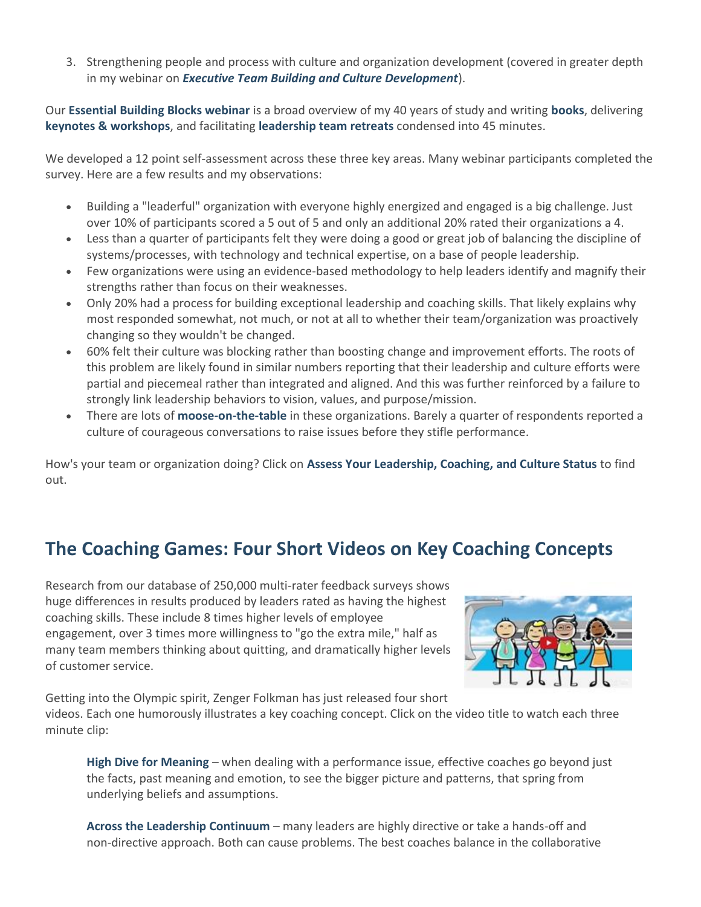3. Strengthening people and process with culture and organization development (covered in greater depth in my webinar on ***Executive Team Building and Culture Development***).

Our **Essential Building Blocks webinar** is a broad overview of my 40 years of study and writing **books**, delivering **keynotes & workshops**, and facilitating **leadership team retreats** condensed into 45 minutes.

We developed a 12 point self-assessment across these three key areas. Many webinar participants completed the survey. Here are a few results and my observations:

- Building a "leaderful" organization with everyone highly energized and engaged is a big challenge. Just over 10% of participants scored a 5 out of 5 and only an additional 20% rated their organizations a 4.
- Less than a quarter of participants felt they were doing a good or great job of balancing the discipline of systems/processes, with technology and technical expertise, on a base of people leadership.
- Few organizations were using an evidence-based methodology to help leaders identify and magnify their strengths rather than focus on their weaknesses.
- Only 20% had a process for building exceptional leadership and coaching skills. That likely explains why most responded somewhat, not much, or not at all to whether their team/organization was proactively changing so they wouldn't be changed.
- 60% felt their culture was blocking rather than boosting change and improvement efforts. The roots of this problem are likely found in similar numbers reporting that their leadership and culture efforts were partial and piecemeal rather than integrated and aligned. And this was further reinforced by a failure to strongly link leadership behaviors to vision, values, and purpose/mission.
- There are lots of **moose-on-the-table** in these organizations. Barely a quarter of respondents reported a culture of courageous conversations to raise issues before they stifle performance.

How's your team or organization doing? Click on **Assess Your Leadership, Coaching, and Culture Status** to find out.

## The Coaching Games: Four Short Videos on Key Coaching Concepts

Research from our database of 250,000 multi-rater feedback surveys shows huge differences in results produced by leaders rated as having the highest coaching skills. These include 8 times higher levels of employee engagement, over 3 times more willingness to "go the extra mile," half as many team members thinking about quitting, and dramatically higher levels of customer service.

Getting into the Olympic spirit, Zenger Folkman has just released four short videos. Each one humorously illustrates a key coaching concept. Click on the video title to watch each three minute clip:

**High Dive for Meaning** – when dealing with a performance issue, effective coaches go beyond just the facts, past meaning and emotion, to see the bigger picture and patterns, that spring from underlying beliefs and assumptions.

**Across the Leadership Continuum** – many leaders are highly directive or take a hands-off and non-directive approach. Both can cause problems. The best coaches balance in the collaborative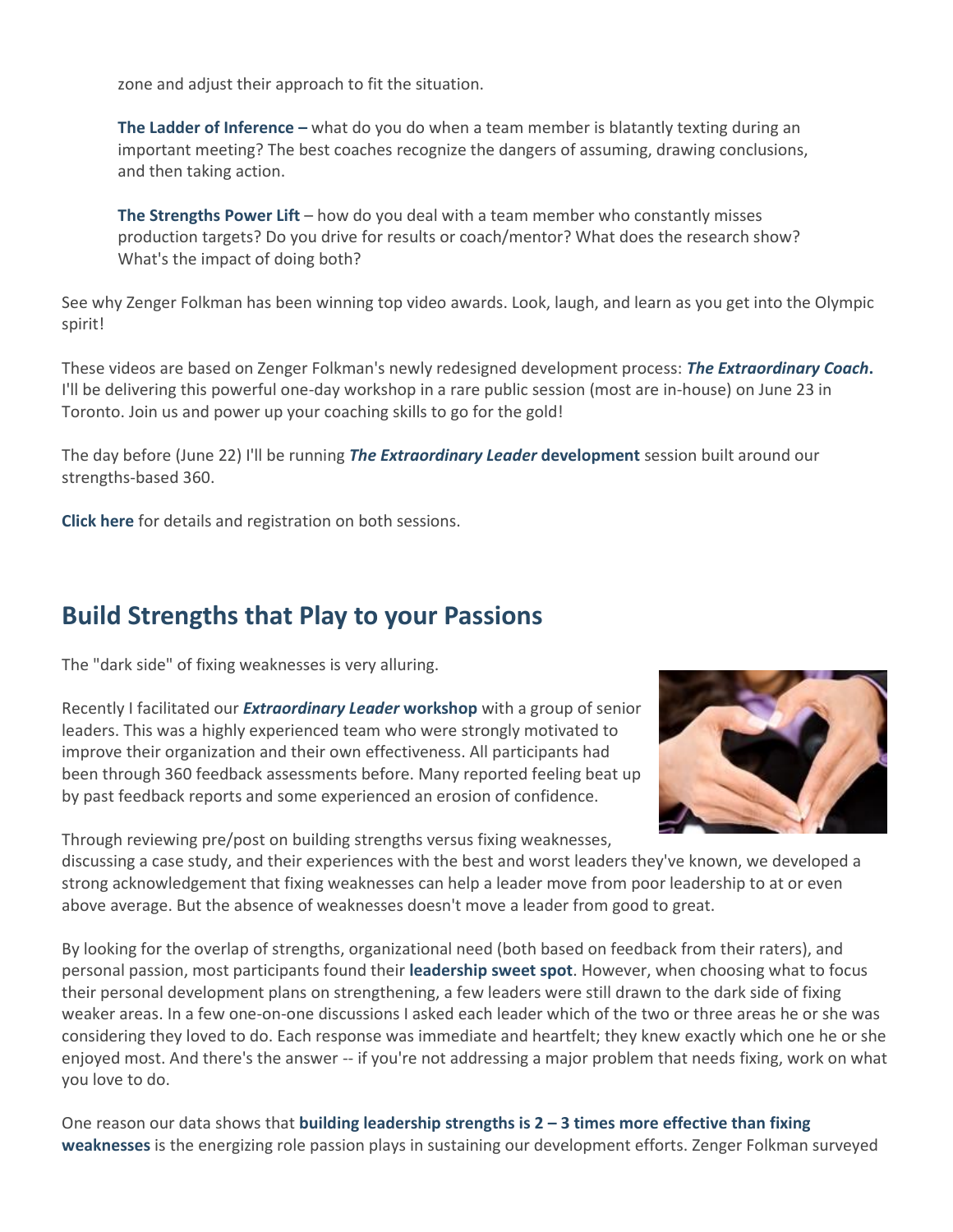zone and adjust their approach to fit the situation.

**The Ladder of Inference –** what do you do when a team member is blatantly texting during an important meeting? The best coaches recognize the dangers of assuming, drawing conclusions, and then taking action.

**The Strengths Power Lift** – how do you deal with a team member who constantly misses production targets? Do you drive for results or coach/mentor? What does the research show? What's the impact of doing both?

See why Zenger Folkman has been winning top video awards. Look, laugh, and learn as you get into the Olympic spirit!

These videos are based on Zenger Folkman's newly redesigned development process: ***The Extraordinary Coach*.** I'll be delivering this powerful one-day workshop in a rare public session (most are in-house) on June 23 in Toronto. Join us and power up your coaching skills to go for the gold!

The day before (June 22) I'll be running ***The Extraordinary Leader* development** session built around our strengths-based 360.

**Click here** for details and registration on both sessions.

## Build Strengths that Play to your Passions

The "dark side" of fixing weaknesses is very alluring.

Recently I facilitated our ***Extraordinary Leader* workshop** with a group of senior leaders. This was a highly experienced team who were strongly motivated to improve their organization and their own effectiveness. All participants had been through 360 feedback assessments before. Many reported feeling beat up by past feedback reports and some experienced an erosion of confidence.

Through reviewing pre/post on building strengths versus fixing weaknesses, discussing a case study, and their experiences with the best and worst leaders they've known, we developed a strong acknowledgement that fixing weaknesses can help a leader move from poor leadership to at or even above average. But the absence of weaknesses doesn't move a leader from good to great.

By looking for the overlap of strengths, organizational need (both based on feedback from their raters), and personal passion, most participants found their **leadership sweet spot**. However, when choosing what to focus their personal development plans on strengthening, a few leaders were still drawn to the dark side of fixing weaker areas. In a few one-on-one discussions I asked each leader which of the two or three areas he or she was considering they loved to do. Each response was immediate and heartfelt; they knew exactly which one he or she enjoyed most. And there's the answer -- if you're not addressing a major problem that needs fixing, work on what you love to do.

One reason our data shows that **building leadership strengths is 2 – 3 times more effective than fixing weaknesses** is the energizing role passion plays in sustaining our development efforts. Zenger Folkman surveyed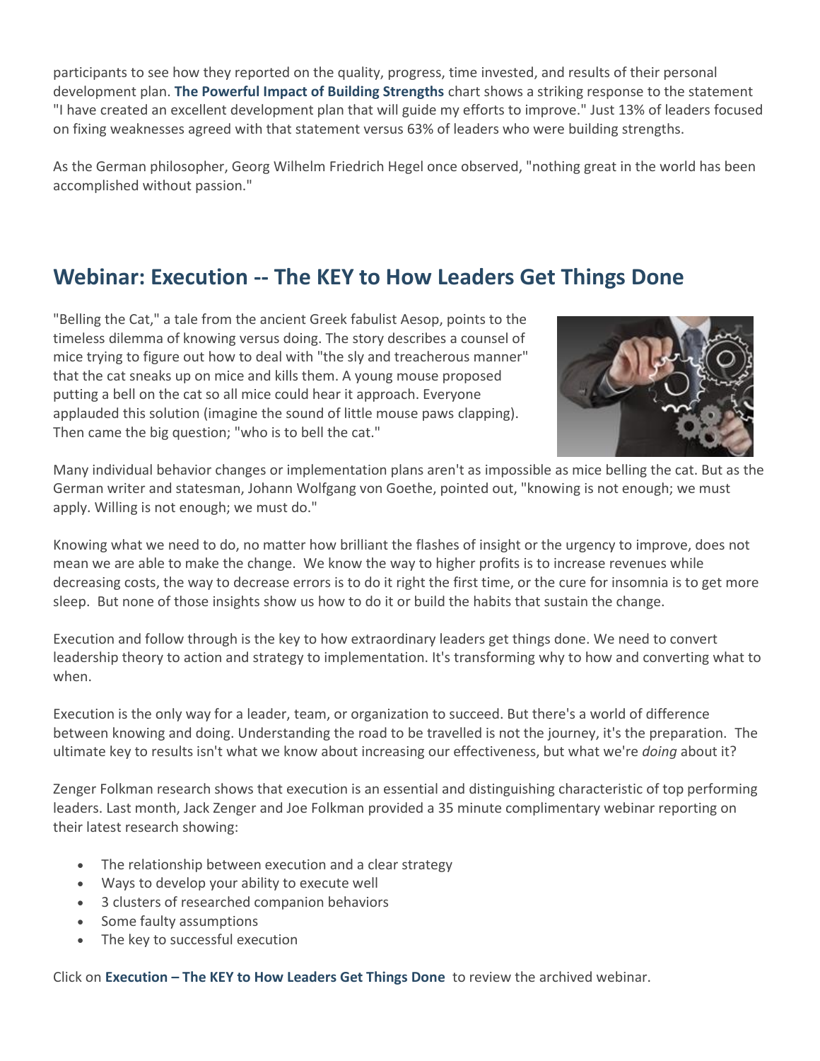participants to see how they reported on the quality, progress, time invested, and results of their personal development plan. **The Powerful Impact of Building Strengths** chart shows a striking response to the statement "I have created an excellent development plan that will guide my efforts to improve." Just 13% of leaders focused on fixing weaknesses agreed with that statement versus 63% of leaders who were building strengths.

As the German philosopher, Georg Wilhelm Friedrich Hegel once observed, "nothing great in the world has been accomplished without passion."

## Webinar: Execution -- The KEY to How Leaders Get Things Done

"Belling the Cat," a tale from the ancient Greek fabulist Aesop, points to the timeless dilemma of knowing versus doing. The story describes a counsel of mice trying to figure out how to deal with "the sly and treacherous manner" that the cat sneaks up on mice and kills them. A young mouse proposed putting a bell on the cat so all mice could hear it approach. Everyone applauded this solution (imagine the sound of little mouse paws clapping). Then came the big question; "who is to bell the cat."

Many individual behavior changes or implementation plans aren't as impossible as mice belling the cat. But as the German writer and statesman, Johann Wolfgang von Goethe, pointed out, "knowing is not enough; we must apply. Willing is not enough; we must do."

Knowing what we need to do, no matter how brilliant the flashes of insight or the urgency to improve, does not mean we are able to make the change. We know the way to higher profits is to increase revenues while decreasing costs, the way to decrease errors is to do it right the first time, or the cure for insomnia is to get more sleep. But none of those insights show us how to do it or build the habits that sustain the change.

Execution and follow through is the key to how extraordinary leaders get things done. We need to convert leadership theory to action and strategy to implementation. It's transforming why to how and converting what to when.

Execution is the only way for a leader, team, or organization to succeed. But there's a world of difference between knowing and doing. Understanding the road to be travelled is not the journey, it's the preparation. The ultimate key to results isn't what we know about increasing our effectiveness, but what we're *doing* about it?

Zenger Folkman research shows that execution is an essential and distinguishing characteristic of top performing leaders. Last month, Jack Zenger and Joe Folkman provided a 35 minute complimentary webinar reporting on their latest research showing:

- The relationship between execution and a clear strategy
- Ways to develop your ability to execute well
- 3 clusters of researched companion behaviors
- Some faulty assumptions
- The key to successful execution

Click on **Execution – The KEY to How Leaders Get Things Done** to review the archived webinar.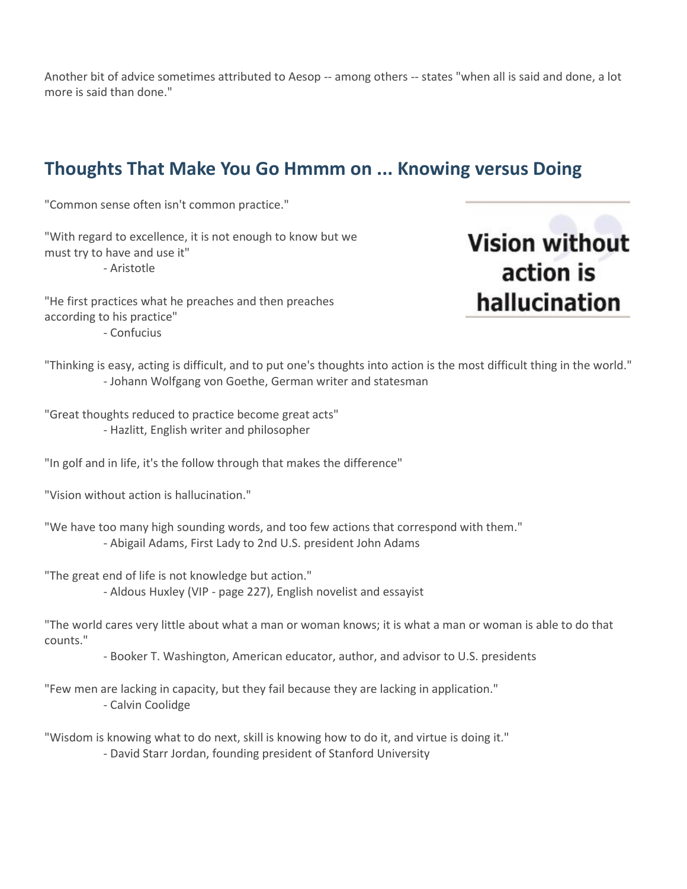Another bit of advice sometimes attributed to Aesop -- among others -- states "when all is said and done, a lot more is said than done."

## Thoughts That Make You Go Hmmm on ... Knowing versus Doing

"Common sense often isn't common practice."

"With regard to excellence, it is not enough to know but we must try to have and use it"
- Aristotle

"He first practices what he preaches and then preaches according to his practice"
- Confucius

Vision without action is hallucination

"Thinking is easy, acting is difficult, and to put one's thoughts into action is the most difficult thing in the world."
- Johann Wolfgang von Goethe, German writer and statesman

"Great thoughts reduced to practice become great acts"
- Hazlitt, English writer and philosopher

"In golf and in life, it's the follow through that makes the difference"

"Vision without action is hallucination."

"We have too many high sounding words, and too few actions that correspond with them."
- Abigail Adams, First Lady to 2nd U.S. president John Adams

"The great end of life is not knowledge but action."
- Aldous Huxley (VIP - page 227), English novelist and essayist

"The world cares very little about what a man or woman knows; it is what a man or woman is able to do that counts."
- Booker T. Washington, American educator, author, and advisor to U.S. presidents

"Few men are lacking in capacity, but they fail because they are lacking in application."
- Calvin Coolidge

"Wisdom is knowing what to do next, skill is knowing how to do it, and virtue is doing it."
- David Starr Jordan, founding president of Stanford University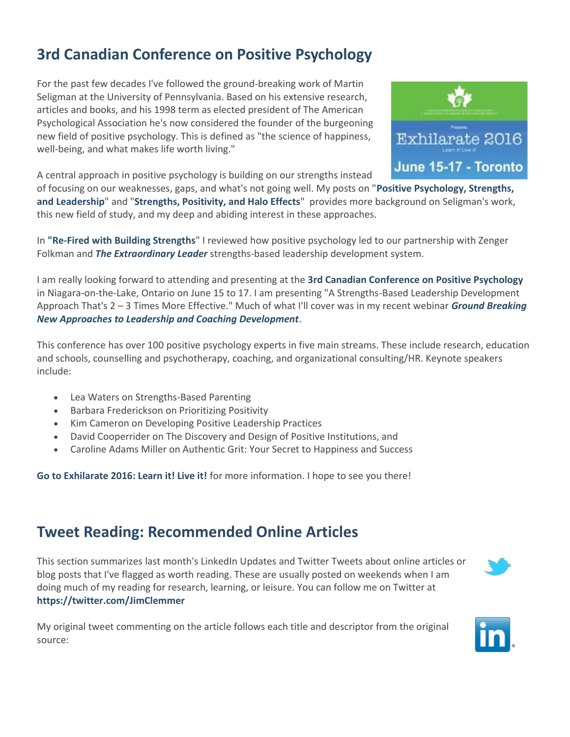## 3rd Canadian Conference on Positive Psychology

For the past few decades I've followed the ground-breaking work of Martin Seligman at the University of Pennsylvania. Based on his extensive research, articles and books, and his 1998 term as elected president of The American Psychological Association he's now considered the founder of the burgeoning new field of positive psychology. This is defined as "the science of happiness, well-being, and what makes life worth living."

A central approach in positive psychology is building on our strengths instead of focusing on our weaknesses, gaps, and what's not going well. My posts on "**Positive Psychology, Strengths, and Leadership**" and "**Strengths, Positivity, and Halo Effects**" provides more background on Seligman's work, this new field of study, and my deep and abiding interest in these approaches.

In **"Re-Fired with Building Strengths**" I reviewed how positive psychology led to our partnership with Zenger Folkman and ***The Extraordinary Leader*** strengths-based leadership development system.

I am really looking forward to attending and presenting at the **3rd Canadian Conference on Positive Psychology** in Niagara-on-the-Lake, Ontario on June 15 to 17. I am presenting "A Strengths-Based Leadership Development Approach That's 2 – 3 Times More Effective." Much of what I'll cover was in my recent webinar ***Ground Breaking New Approaches to Leadership and Coaching Development***.

This conference has over 100 positive psychology experts in five main streams. These include research, education and schools, counselling and psychotherapy, coaching, and organizational consulting/HR. Keynote speakers include:

- Lea Waters on Strengths-Based Parenting
- Barbara Frederickson on Prioritizing Positivity
- Kim Cameron on Developing Positive Leadership Practices
- David Cooperrider on The Discovery and Design of Positive Institutions, and
- Caroline Adams Miller on Authentic Grit: Your Secret to Happiness and Success

**Go to Exhilarate 2016: Learn it! Live it!** for more information. I hope to see you there!

## Tweet Reading: Recommended Online Articles

This section summarizes last month's LinkedIn Updates and Twitter Tweets about online articles or blog posts that I've flagged as worth reading. These are usually posted on weekends when I am doing much of my reading for research, learning, or leisure. You can follow me on Twitter at **https://twitter.com/JimClemmer**

My original tweet commenting on the article follows each title and descriptor from the original source: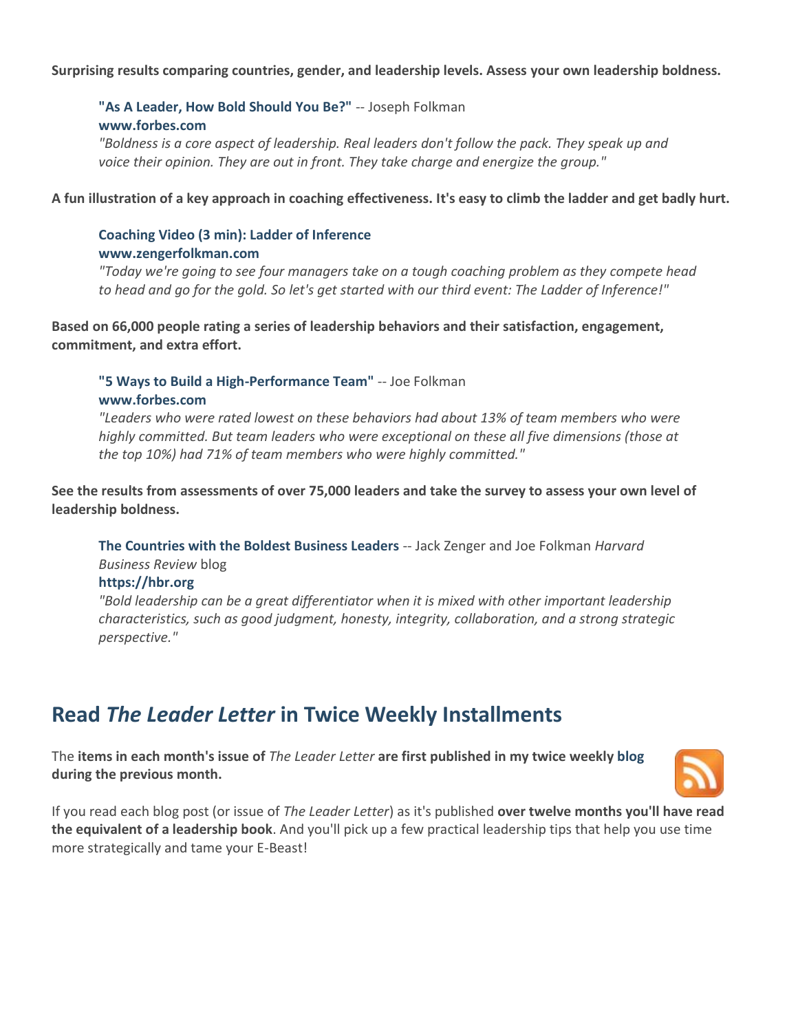**Surprising results comparing countries, gender, and leadership levels. Assess your own leadership boldness.**

> **"As A Leader, How Bold Should You Be?"** -- Joseph Folkman
> **www.forbes.com**
> *"Boldness is a core aspect of leadership. Real leaders don't follow the pack. They speak up and voice their opinion. They are out in front. They take charge and energize the group."*

**A fun illustration of a key approach in coaching effectiveness. It's easy to climb the ladder and get badly hurt.**

> **Coaching Video (3 min): Ladder of Inference**
> **www.zengerfolkman.com**
> *"Today we're going to see four managers take on a tough coaching problem as they compete head to head and go for the gold. So let's get started with our third event: The Ladder of Inference!"*

**Based on 66,000 people rating a series of leadership behaviors and their satisfaction, engagement, commitment, and extra effort.**

> **"5 Ways to Build a High-Performance Team"** -- Joe Folkman
> **www.forbes.com**
> *"Leaders who were rated lowest on these behaviors had about 13% of team members who were highly committed. But team leaders who were exceptional on these all five dimensions (those at the top 10%) had 71% of team members who were highly committed."*

**See the results from assessments of over 75,000 leaders and take the survey to assess your own level of leadership boldness.**

> **The Countries with the Boldest Business Leaders** -- Jack Zenger and Joe Folkman *Harvard Business Review* blog
> **https://hbr.org**
> *"Bold leadership can be a great differentiator when it is mixed with other important leadership characteristics, such as good judgment, honesty, integrity, collaboration, and a strong strategic perspective."*

## Read *The Leader Letter* in Twice Weekly Installments

The **items in each month's issue of** *The Leader Letter* **are first published in my twice weekly blog during the previous month.**

If you read each blog post (or issue of *The Leader Letter*) as it's published **over twelve months you'll have read the equivalent of a leadership book**. And you'll pick up a few practical leadership tips that help you use time more strategically and tame your E-Beast!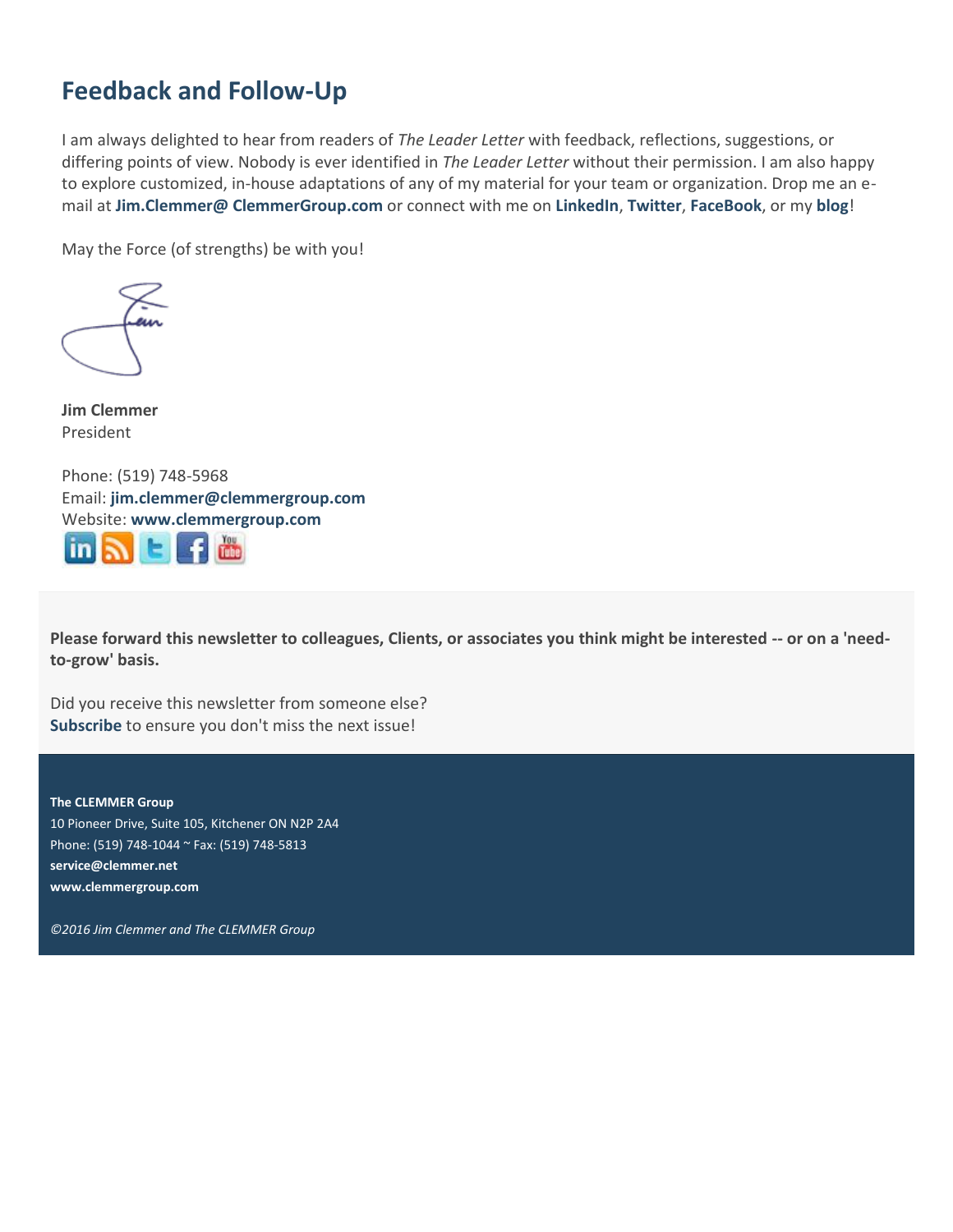## Feedback and Follow-Up

I am always delighted to hear from readers of *The Leader Letter* with feedback, reflections, suggestions, or differing points of view. Nobody is ever identified in *The Leader Letter* without their permission. I am also happy to explore customized, in-house adaptations of any of my material for your team or organization. Drop me an e-mail at **Jim.Clemmer@ ClemmerGroup.com** or connect with me on **LinkedIn**, **Twitter**, **FaceBook**, or my **blog**!

May the Force (of strengths) be with you!

**Jim Clemmer**
President

Phone: (519) 748-5968
Email: **jim.clemmer@clemmergroup.com**
Website: **www.clemmergroup.com**

**Please forward this newsletter to colleagues, Clients, or associates you think might be interested -- or on a 'need-to-grow' basis.**

Did you receive this newsletter from someone else?
**Subscribe** to ensure you don't miss the next issue!

**The CLEMMER Group**
10 Pioneer Drive, Suite 105, Kitchener ON N2P 2A4
Phone: (519) 748-1044 ~ Fax: (519) 748-5813
**service@clemmer.net**
**www.clemmergroup.com**

*©2016 Jim Clemmer and The CLEMMER Group*